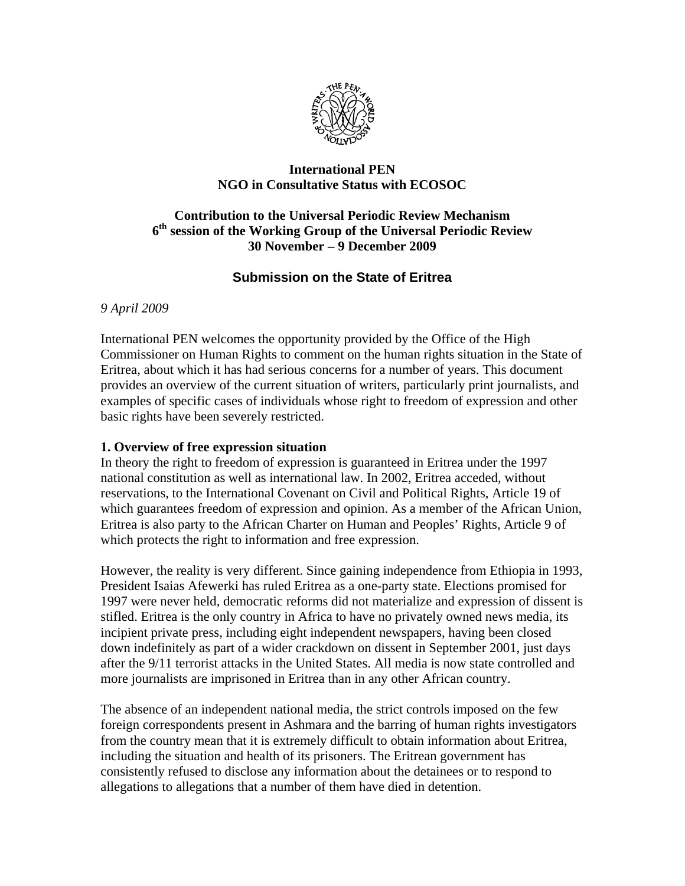**International PEN**
**NGO in Consultative Status with ECOSOC**

**Contribution to the Universal Periodic Review Mechanism**
**6th session of the Working Group of the Universal Periodic Review**
**30 November – 9 December 2009**

## Submission on the State of Eritrea

*9 April 2009*

International PEN welcomes the opportunity provided by the Office of the High Commissioner on Human Rights to comment on the human rights situation in the State of Eritrea, about which it has had serious concerns for a number of years. This document provides an overview of the current situation of writers, particularly print journalists, and examples of specific cases of individuals whose right to freedom of expression and other basic rights have been severely restricted.

### 1. Overview of free expression situation

In theory the right to freedom of expression is guaranteed in Eritrea under the 1997 national constitution as well as international law. In 2002, Eritrea acceded, without reservations, to the International Covenant on Civil and Political Rights, Article 19 of which guarantees freedom of expression and opinion. As a member of the African Union, Eritrea is also party to the African Charter on Human and Peoples' Rights, Article 9 of which protects the right to information and free expression.

However, the reality is very different. Since gaining independence from Ethiopia in 1993, President Isaias Afewerki has ruled Eritrea as a one-party state. Elections promised for 1997 were never held, democratic reforms did not materialize and expression of dissent is stifled. Eritrea is the only country in Africa to have no privately owned news media, its incipient private press, including eight independent newspapers, having been closed down indefinitely as part of a wider crackdown on dissent in September 2001, just days after the 9/11 terrorist attacks in the United States. All media is now state controlled and more journalists are imprisoned in Eritrea than in any other African country.

The absence of an independent national media, the strict controls imposed on the few foreign correspondents present in Ashmara and the barring of human rights investigators from the country mean that it is extremely difficult to obtain information about Eritrea, including the situation and health of its prisoners. The Eritrean government has consistently refused to disclose any information about the detainees or to respond to allegations to allegations that a number of them have died in detention.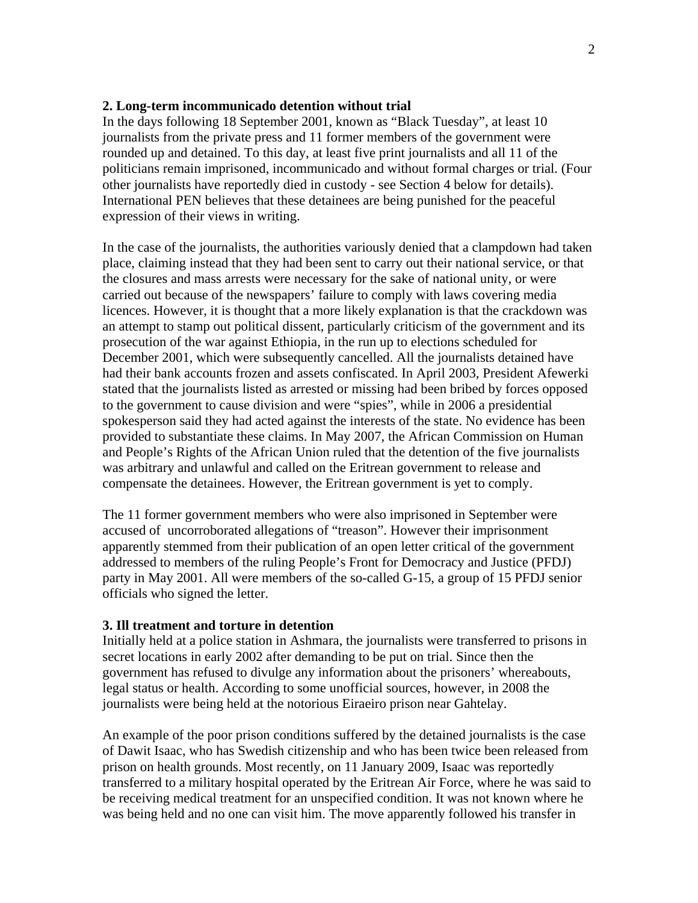**2. Long-term incommunicado detention without trial**

In the days following 18 September 2001, known as "Black Tuesday", at least 10 journalists from the private press and 11 former members of the government were rounded up and detained. To this day, at least five print journalists and all 11 of the politicians remain imprisoned, incommunicado and without formal charges or trial. (Four other journalists have reportedly died in custody - see Section 4 below for details). International PEN believes that these detainees are being punished for the peaceful expression of their views in writing.

In the case of the journalists, the authorities variously denied that a clampdown had taken place, claiming instead that they had been sent to carry out their national service, or that the closures and mass arrests were necessary for the sake of national unity, or were carried out because of the newspapers' failure to comply with laws covering media licences. However, it is thought that a more likely explanation is that the crackdown was an attempt to stamp out political dissent, particularly criticism of the government and its prosecution of the war against Ethiopia, in the run up to elections scheduled for December 2001, which were subsequently cancelled. All the journalists detained have had their bank accounts frozen and assets confiscated. In April 2003, President Afewerki stated that the journalists listed as arrested or missing had been bribed by forces opposed to the government to cause division and were "spies", while in 2006 a presidential spokesperson said they had acted against the interests of the state. No evidence has been provided to substantiate these claims. In May 2007, the African Commission on Human and People's Rights of the African Union ruled that the detention of the five journalists was arbitrary and unlawful and called on the Eritrean government to release and compensate the detainees. However, the Eritrean government is yet to comply.

The 11 former government members who were also imprisoned in September were accused of uncorroborated allegations of "treason". However their imprisonment apparently stemmed from their publication of an open letter critical of the government addressed to members of the ruling People's Front for Democracy and Justice (PFDJ) party in May 2001. All were members of the so-called G-15, a group of 15 PFDJ senior officials who signed the letter.

**3. Ill treatment and torture in detention**

Initially held at a police station in Ashmara, the journalists were transferred to prisons in secret locations in early 2002 after demanding to be put on trial. Since then the government has refused to divulge any information about the prisoners' whereabouts, legal status or health. According to some unofficial sources, however, in 2008 the journalists were being held at the notorious Eiraeiro prison near Gahtelay.

An example of the poor prison conditions suffered by the detained journalists is the case of Dawit Isaac, who has Swedish citizenship and who has been twice been released from prison on health grounds. Most recently, on 11 January 2009, Isaac was reportedly transferred to a military hospital operated by the Eritrean Air Force, where he was said to be receiving medical treatment for an unspecified condition. It was not known where he was being held and no one can visit him. The move apparently followed his transfer in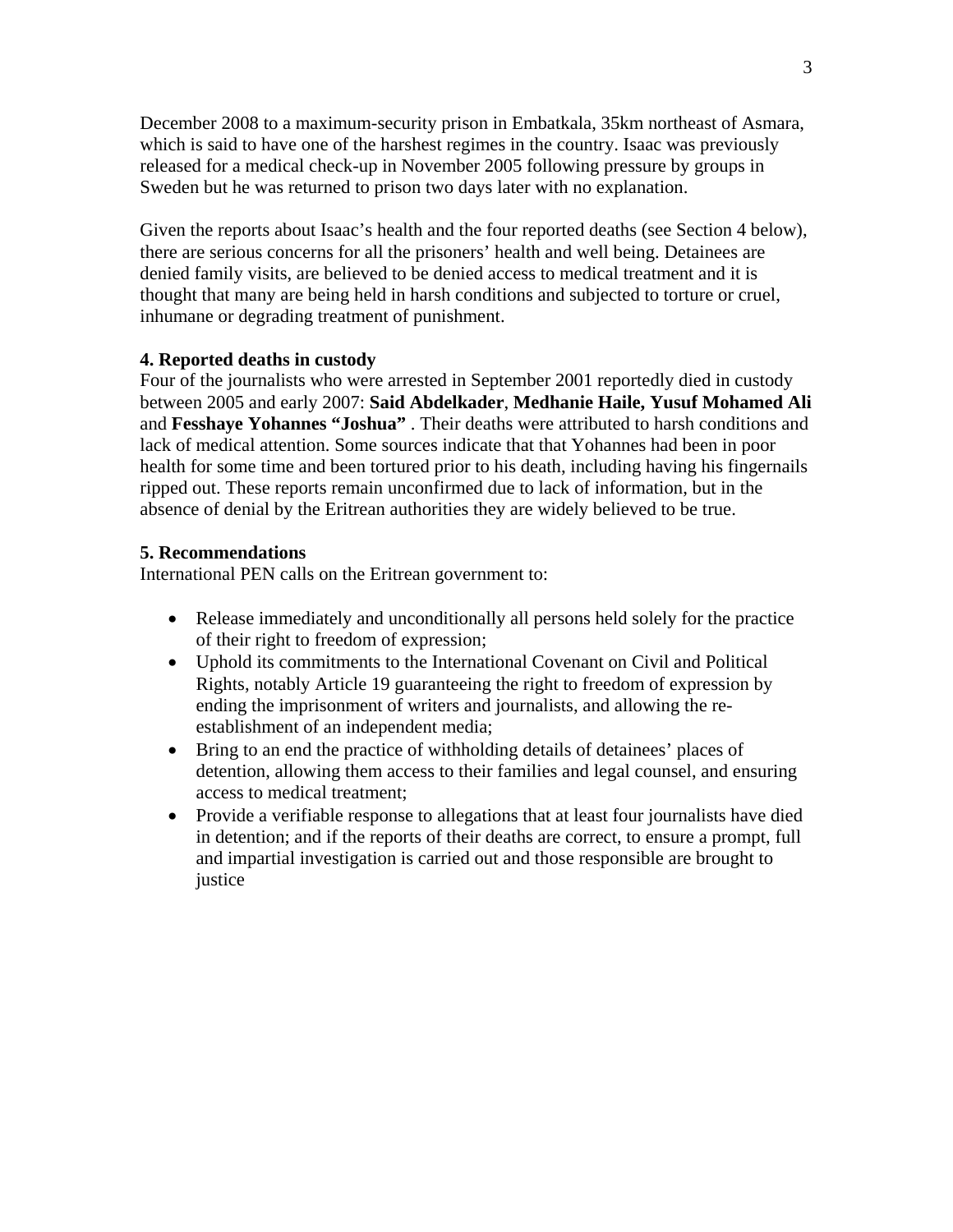December 2008 to a maximum-security prison in Embatkala, 35km northeast of Asmara, which is said to have one of the harshest regimes in the country. Isaac was previously released for a medical check-up in November 2005 following pressure by groups in Sweden but he was returned to prison two days later with no explanation.

Given the reports about Isaac's health and the four reported deaths (see Section 4 below), there are serious concerns for all the prisoners' health and well being. Detainees are denied family visits, are believed to be denied access to medical treatment and it is thought that many are being held in harsh conditions and subjected to torture or cruel, inhumane or degrading treatment of punishment.

**4. Reported deaths in custody**

Four of the journalists who were arrested in September 2001 reportedly died in custody between 2005 and early 2007: **Said Abdelkader**, **Medhanie Haile, Yusuf Mohamed Ali** and **Fesshaye Yohannes "Joshua"** . Their deaths were attributed to harsh conditions and lack of medical attention. Some sources indicate that that Yohannes had been in poor health for some time and been tortured prior to his death, including having his fingernails ripped out. These reports remain unconfirmed due to lack of information, but in the absence of denial by the Eritrean authorities they are widely believed to be true.

**5. Recommendations**

International PEN calls on the Eritrean government to:

- Release immediately and unconditionally all persons held solely for the practice of their right to freedom of expression;
- Uphold its commitments to the International Covenant on Civil and Political Rights, notably Article 19 guaranteeing the right to freedom of expression by ending the imprisonment of writers and journalists, and allowing the re-establishment of an independent media;
- Bring to an end the practice of withholding details of detainees' places of detention, allowing them access to their families and legal counsel, and ensuring access to medical treatment;
- Provide a verifiable response to allegations that at least four journalists have died in detention; and if the reports of their deaths are correct, to ensure a prompt, full and impartial investigation is carried out and those responsible are brought to justice